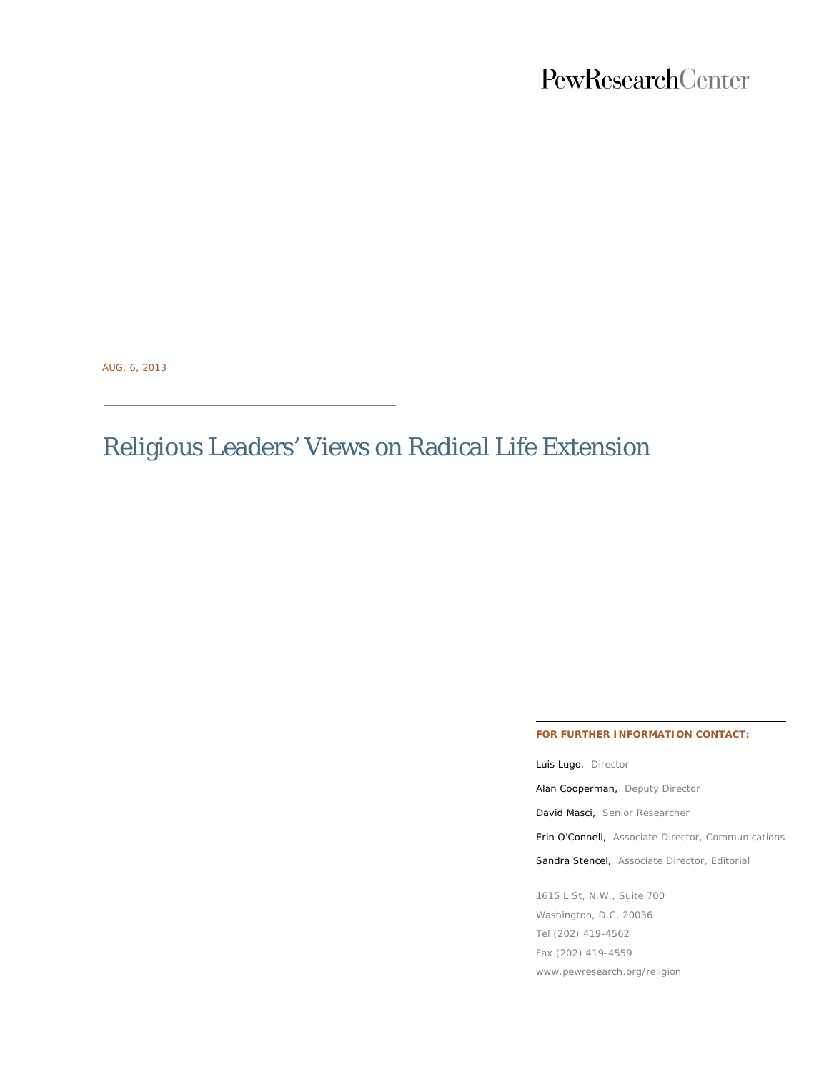PewResearchCenter

AUG. 6, 2013

# Religious Leaders' Views on Radical Life Extension

**FOR FURTHER INFORMATION CONTACT:**

Luis Lugo, Director

Alan Cooperman, Deputy Director

David Masci, Senior Researcher

Erin O'Connell, Associate Director, Communications

Sandra Stencel, Associate Director, Editorial

1615 L St, N.W., Suite 700
Washington, D.C. 20036
Tel (202) 419-4562
Fax (202) 419-4559
www.pewresearch.org/religion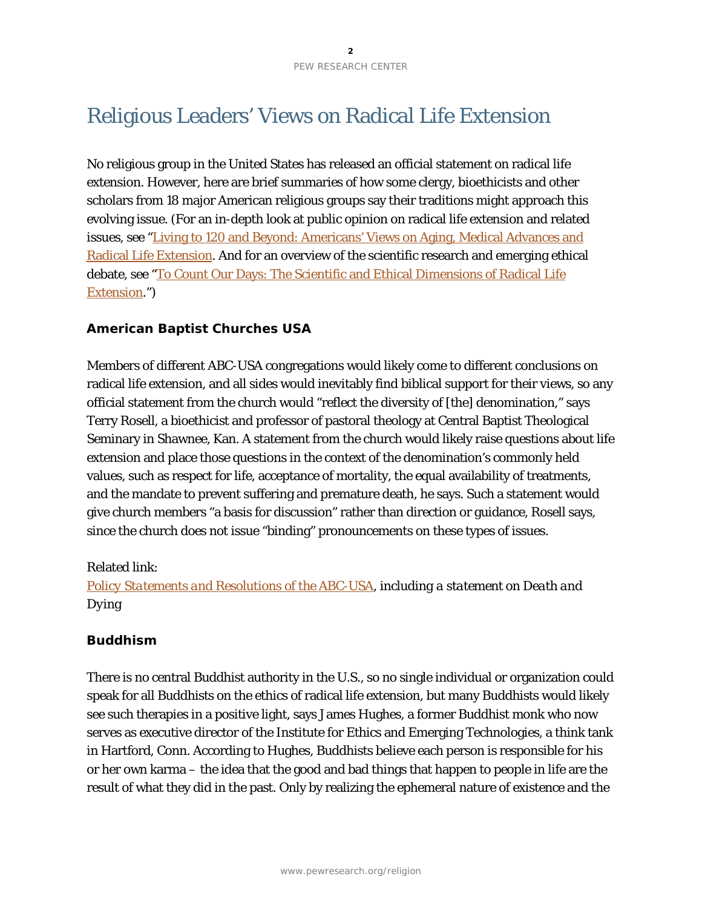# Religious Leaders' Views on Radical Life Extension

No religious group in the United States has released an official statement on radical life extension. However, here are brief summaries of how some clergy, bioethicists and other scholars from 18 major American religious groups say their traditions might approach this evolving issue. (For an in-depth look at public opinion on radical life extension and related issues, see "Living to 120 and Beyond: Americans' Views on Aging, Medical Advances and Radical Life Extension. And for an overview of the scientific research and emerging ethical debate, see "To Count Our Days: The Scientific and Ethical Dimensions of Radical Life Extension.")

### American Baptist Churches USA

Members of different ABC-USA congregations would likely come to different conclusions on radical life extension, and all sides would inevitably find biblical support for their views, so any official statement from the church would "reflect the diversity of [the] denomination," says Terry Rosell, a bioethicist and professor of pastoral theology at Central Baptist Theological Seminary in Shawnee, Kan. A statement from the church would likely raise questions about life extension and place those questions in the context of the denomination's commonly held values, such as respect for life, acceptance of mortality, the equal availability of treatments, and the mandate to prevent suffering and premature death, he says. Such a statement would give church members "a basis for discussion" rather than direction or guidance, Rosell says, since the church does not issue "binding" pronouncements on these types of issues.

Related link:
*Policy Statements and Resolutions of the ABC-USA*, including a *statement on Death and Dying*

### Buddhism

There is no central Buddhist authority in the U.S., so no single individual or organization could speak for all Buddhists on the ethics of radical life extension, but many Buddhists would likely see such therapies in a positive light, says James Hughes, a former Buddhist monk who now serves as executive director of the Institute for Ethics and Emerging Technologies, a think tank in Hartford, Conn. According to Hughes, Buddhists believe each person is responsible for his or her own karma – the idea that the good and bad things that happen to people in life are the result of what they did in the past. Only by realizing the ephemeral nature of existence and the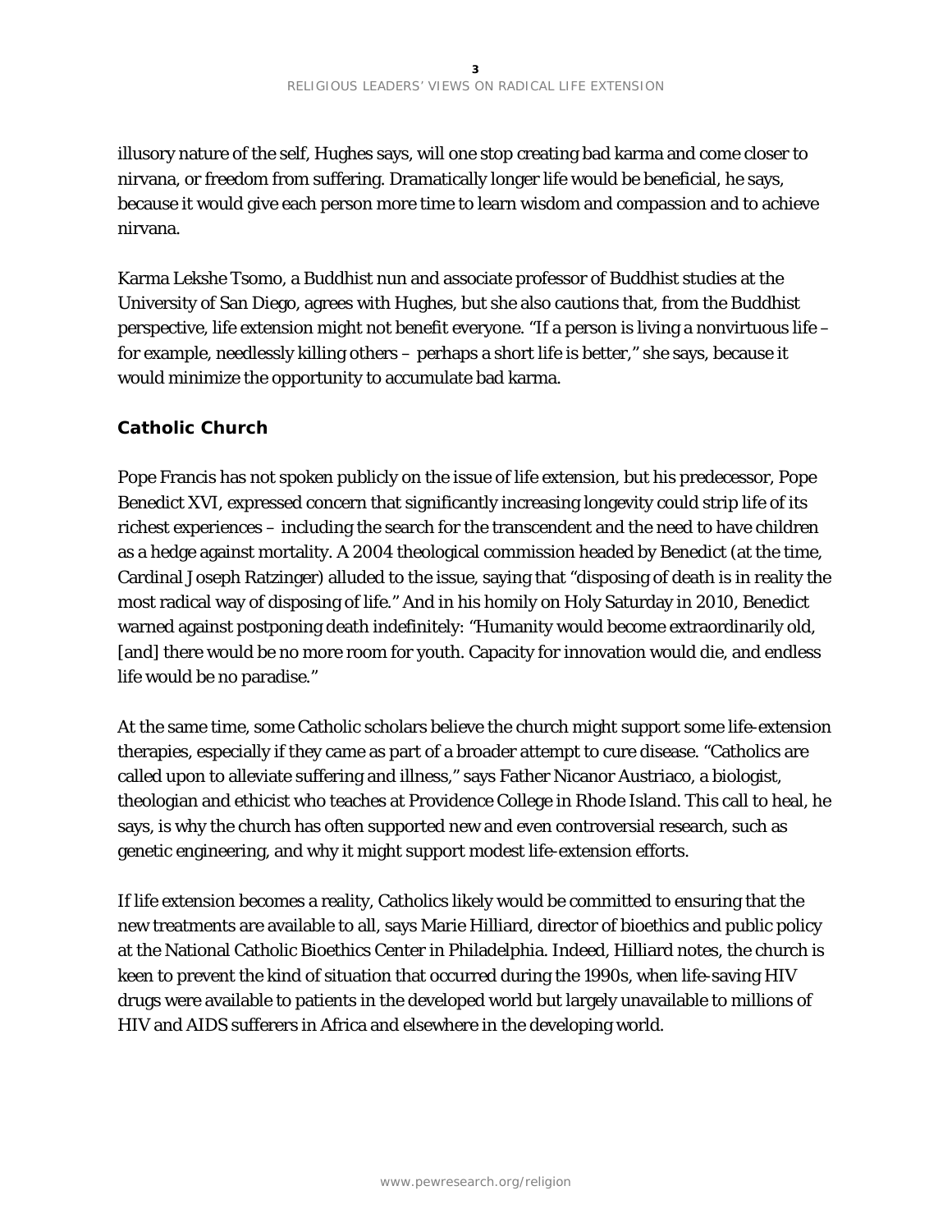illusory nature of the self, Hughes says, will one stop creating bad karma and come closer to nirvana, or freedom from suffering. Dramatically longer life would be beneficial, he says, because it would give each person more time to learn wisdom and compassion and to achieve nirvana.

Karma Lekshe Tsomo, a Buddhist nun and associate professor of Buddhist studies at the University of San Diego, agrees with Hughes, but she also cautions that, from the Buddhist perspective, life extension might not benefit everyone. "If a person is living a nonvirtuous life – for example, needlessly killing others – perhaps a short life is better," she says, because it would minimize the opportunity to accumulate bad karma.

## Catholic Church

Pope Francis has not spoken publicly on the issue of life extension, but his predecessor, Pope Benedict XVI, expressed concern that significantly increasing longevity could strip life of its richest experiences – including the search for the transcendent and the need to have children as a hedge against mortality. A 2004 theological commission headed by Benedict (at the time, Cardinal Joseph Ratzinger) alluded to the issue, saying that "disposing of death is in reality the most radical way of disposing of life." And in his homily on Holy Saturday in 2010, Benedict warned against postponing death indefinitely: "Humanity would become extraordinarily old, [and] there would be no more room for youth. Capacity for innovation would die, and endless life would be no paradise."

At the same time, some Catholic scholars believe the church might support some life-extension therapies, especially if they came as part of a broader attempt to cure disease. "Catholics are called upon to alleviate suffering and illness," says Father Nicanor Austriaco, a biologist, theologian and ethicist who teaches at Providence College in Rhode Island. This call to heal, he says, is why the church has often supported new and even controversial research, such as genetic engineering, and why it might support modest life-extension efforts.

If life extension becomes a reality, Catholics likely would be committed to ensuring that the new treatments are available to all, says Marie Hilliard, director of bioethics and public policy at the National Catholic Bioethics Center in Philadelphia. Indeed, Hilliard notes, the church is keen to prevent the kind of situation that occurred during the 1990s, when life-saving HIV drugs were available to patients in the developed world but largely unavailable to millions of HIV and AIDS sufferers in Africa and elsewhere in the developing world.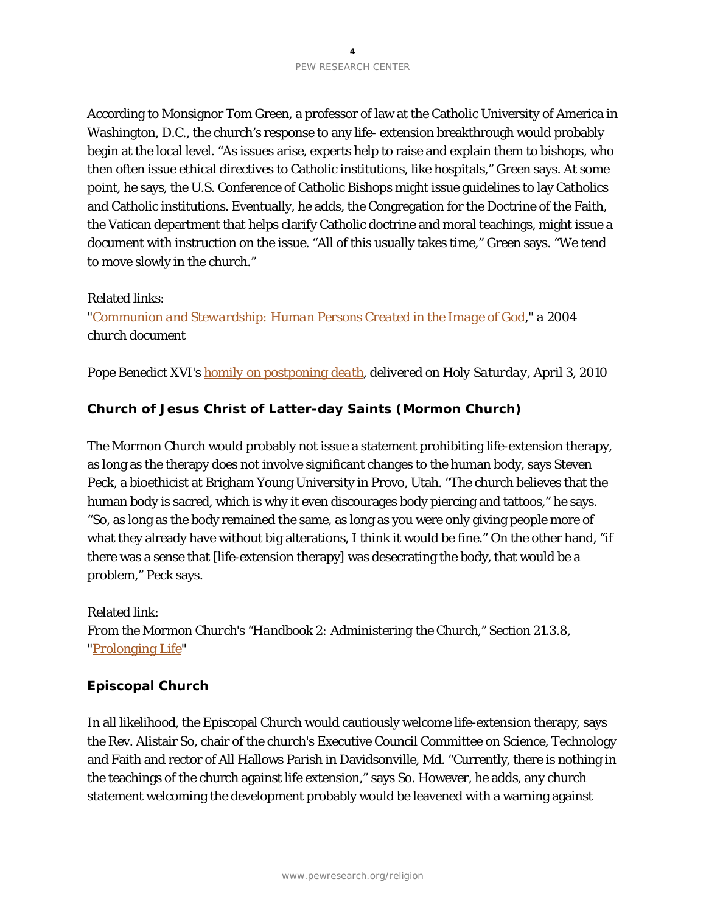According to Monsignor Tom Green, a professor of law at the Catholic University of America in Washington, D.C., the church's response to any life- extension breakthrough would probably begin at the local level. "As issues arise, experts help to raise and explain them to bishops, who then often issue ethical directives to Catholic institutions, like hospitals," Green says. At some point, he says, the U.S. Conference of Catholic Bishops might issue guidelines to lay Catholics and Catholic institutions. Eventually, he adds, the Congregation for the Doctrine of the Faith, the Vatican department that helps clarify Catholic doctrine and moral teachings, might issue a document with instruction on the issue. "All of this usually takes time," Green says. "We tend to move slowly in the church."

Related links:

"*Communion and Stewardship: Human Persons Created in the Image of God*," *a 2004 church document*

*Pope Benedict XVI's homily on postponing death, delivered on Holy Saturday, April 3, 2010*

### Church of Jesus Christ of Latter-day Saints (Mormon Church)

The Mormon Church would probably not issue a statement prohibiting life-extension therapy, as long as the therapy does not involve significant changes to the human body, says Steven Peck, a bioethicist at Brigham Young University in Provo, Utah. "The church believes that the human body is sacred, which is why it even discourages body piercing and tattoos," he says. "So, as long as the body remained the same, as long as you were only giving people more of what they already have without big alterations, I think it would be fine." On the other hand, "if there was a sense that [life-extension therapy] was desecrating the body, that would be a problem," Peck says.

Related link:

*From the Mormon Church's "Handbook 2: Administering the Church," Section 21.3.8,* "Prolonging Life"

### Episcopal Church

In all likelihood, the Episcopal Church would cautiously welcome life-extension therapy, says the Rev. Alistair So, chair of the church's Executive Council Committee on Science, Technology and Faith and rector of All Hallows Parish in Davidsonville, Md. "Currently, there is nothing in the teachings of the church against life extension," says So. However, he adds, any church statement welcoming the development probably would be leavened with a warning against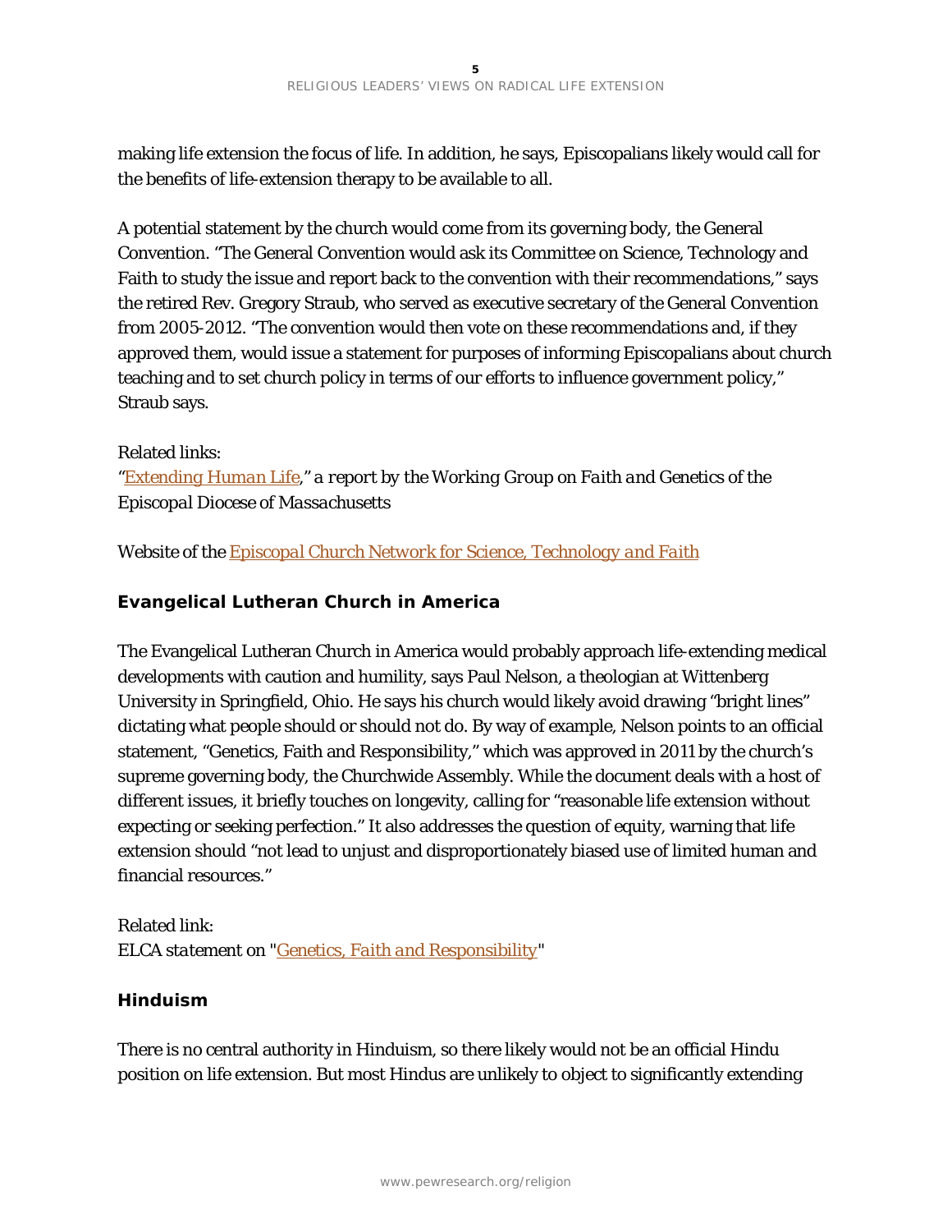making life extension the focus of life. In addition, he says, Episcopalians likely would call for the benefits of life-extension therapy to be available to all.

A potential statement by the church would come from its governing body, the General Convention. "The General Convention would ask its Committee on Science, Technology and Faith to study the issue and report back to the convention with their recommendations," says the retired Rev. Gregory Straub, who served as executive secretary of the General Convention from 2005-2012. "The convention would then vote on these recommendations and, if they approved them, would issue a statement for purposes of informing Episcopalians about church teaching and to set church policy in terms of our efforts to influence government policy," Straub says.

Related links:
"[Extending Human Life](#)," *a report by the Working Group on Faith and Genetics of the Episcopal Diocese of Massachusetts*

Website of the *[Episcopal Church Network for Science, Technology and Faith](#)*

### Evangelical Lutheran Church in America

The Evangelical Lutheran Church in America would probably approach life-extending medical developments with caution and humility, says Paul Nelson, a theologian at Wittenberg University in Springfield, Ohio. He says his church would likely avoid drawing "bright lines" dictating what people should or should not do. By way of example, Nelson points to an official statement, "Genetics, Faith and Responsibility," which was approved in 2011 by the church's supreme governing body, the Churchwide Assembly. While the document deals with a host of different issues, it briefly touches on longevity, calling for "reasonable life extension without expecting or seeking perfection." It also addresses the question of equity, warning that life extension should "not lead to unjust and disproportionately biased use of limited human and financial resources."

Related link:
*ELCA statement on* "[Genetics, Faith and Responsibility](#)"

### Hinduism

There is no central authority in Hinduism, so there likely would not be an official Hindu position on life extension. But most Hindus are unlikely to object to significantly extending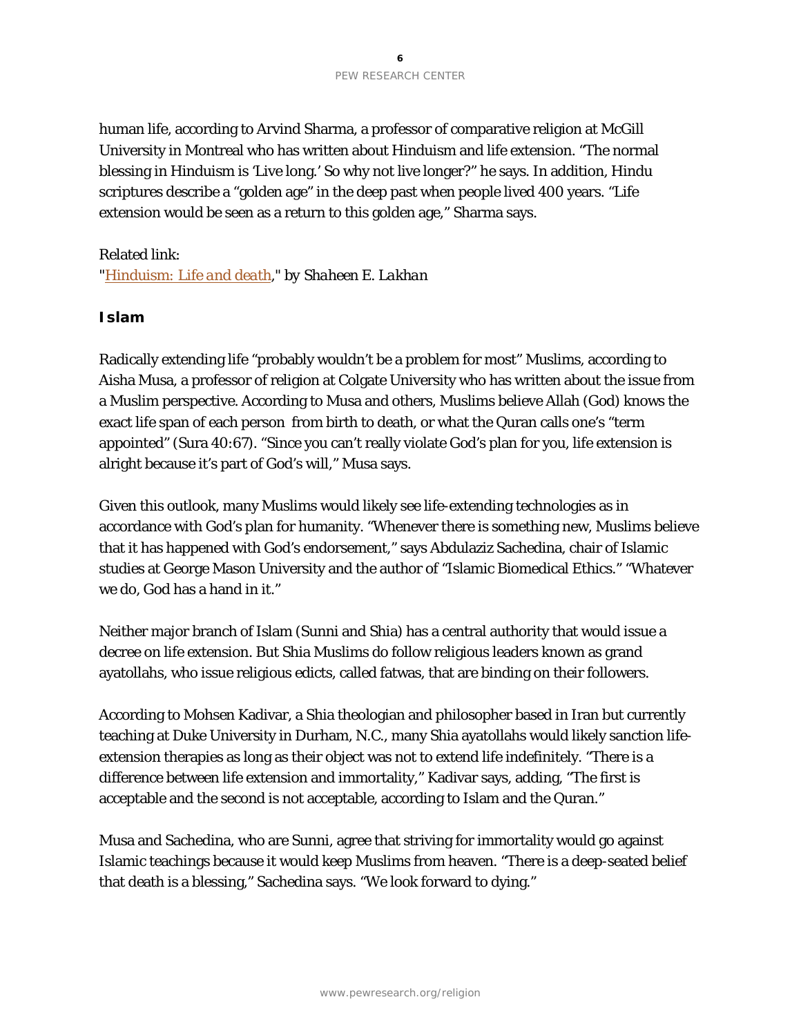human life, according to Arvind Sharma, a professor of comparative religion at McGill University in Montreal who has written about Hinduism and life extension. "The normal blessing in Hinduism is 'Live long.' So why not live longer?" he says. In addition, Hindu scriptures describe a "golden age" in the deep past when people lived 400 years. "Life extension would be seen as a return to this golden age," Sharma says.

Related link:
"*Hinduism: Life and death*," *by Shaheen E. Lakhan*

### Islam

Radically extending life "probably wouldn't be a problem for most" Muslims, according to Aisha Musa, a professor of religion at Colgate University who has written about the issue from a Muslim perspective. According to Musa and others, Muslims believe Allah (God) knows the exact life span of each person from birth to death, or what the Quran calls one's "term appointed" (Sura 40:67). "Since you can't really violate God's plan for you, life extension is alright because it's part of God's will," Musa says.

Given this outlook, many Muslims would likely see life-extending technologies as in accordance with God's plan for humanity. "Whenever there is something new, Muslims believe that it has happened with God's endorsement," says Abdulaziz Sachedina, chair of Islamic studies at George Mason University and the author of "Islamic Biomedical Ethics." "Whatever we do, God has a hand in it."

Neither major branch of Islam (Sunni and Shia) has a central authority that would issue a decree on life extension. But Shia Muslims do follow religious leaders known as grand ayatollahs, who issue religious edicts, called fatwas, that are binding on their followers.

According to Mohsen Kadivar, a Shia theologian and philosopher based in Iran but currently teaching at Duke University in Durham, N.C., many Shia ayatollahs would likely sanction life-extension therapies as long as their object was not to extend life indefinitely. "There is a difference between life extension and immortality," Kadivar says, adding, "The first is acceptable and the second is not acceptable, according to Islam and the Quran."

Musa and Sachedina, who are Sunni, agree that striving for immortality would go against Islamic teachings because it would keep Muslims from heaven. "There is a deep-seated belief that death is a blessing," Sachedina says. "We look forward to dying."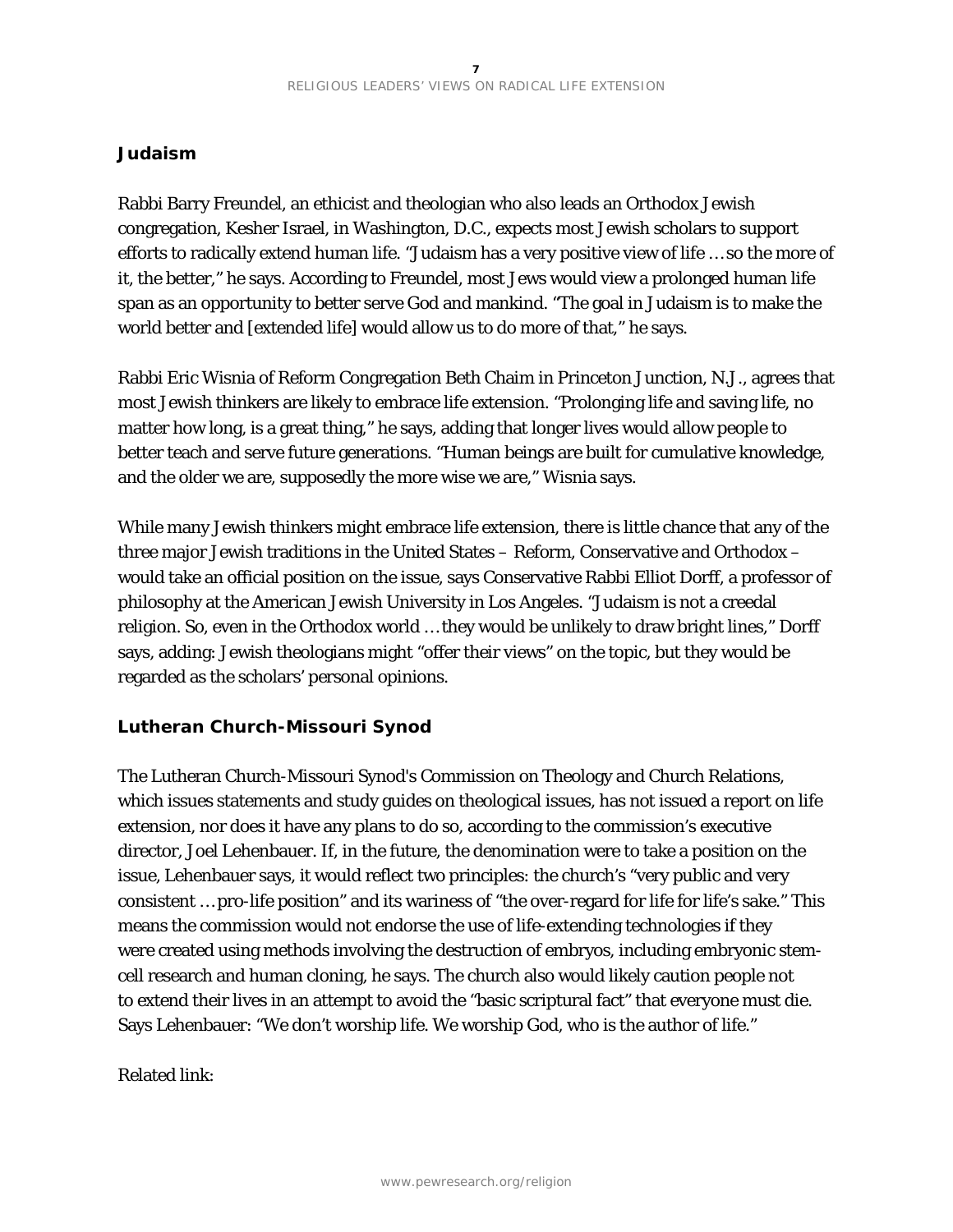## Judaism

Rabbi Barry Freundel, an ethicist and theologian who also leads an Orthodox Jewish congregation, Kesher Israel, in Washington, D.C., expects most Jewish scholars to support efforts to radically extend human life. "Judaism has a very positive view of life … so the more of it, the better," he says. According to Freundel, most Jews would view a prolonged human life span as an opportunity to better serve God and mankind. "The goal in Judaism is to make the world better and [extended life] would allow us to do more of that," he says.

Rabbi Eric Wisnia of Reform Congregation Beth Chaim in Princeton Junction, N.J., agrees that most Jewish thinkers are likely to embrace life extension. "Prolonging life and saving life, no matter how long, is a great thing," he says, adding that longer lives would allow people to better teach and serve future generations. "Human beings are built for cumulative knowledge, and the older we are, supposedly the more wise we are," Wisnia says.

While many Jewish thinkers might embrace life extension, there is little chance that any of the three major Jewish traditions in the United States – Reform, Conservative and Orthodox – would take an official position on the issue, says Conservative Rabbi Elliot Dorff, a professor of philosophy at the American Jewish University in Los Angeles. "Judaism is not a creedal religion. So, even in the Orthodox world … they would be unlikely to draw bright lines," Dorff says, adding: Jewish theologians might "offer their views" on the topic, but they would be regarded as the scholars' personal opinions.

## Lutheran Church-Missouri Synod

The Lutheran Church-Missouri Synod's Commission on Theology and Church Relations, which issues statements and study guides on theological issues, has not issued a report on life extension, nor does it have any plans to do so, according to the commission's executive director, Joel Lehenbauer. If, in the future, the denomination were to take a position on the issue, Lehenbauer says, it would reflect two principles: the church's "very public and very consistent … pro-life position" and its wariness of "the over-regard for life for life's sake." This means the commission would not endorse the use of life-extending technologies if they were created using methods involving the destruction of embryos, including embryonic stem-cell research and human cloning, he says. The church also would likely caution people not to extend their lives in an attempt to avoid the "basic scriptural fact" that everyone must die. Says Lehenbauer: "We don't worship life. We worship God, who is the author of life."

Related link: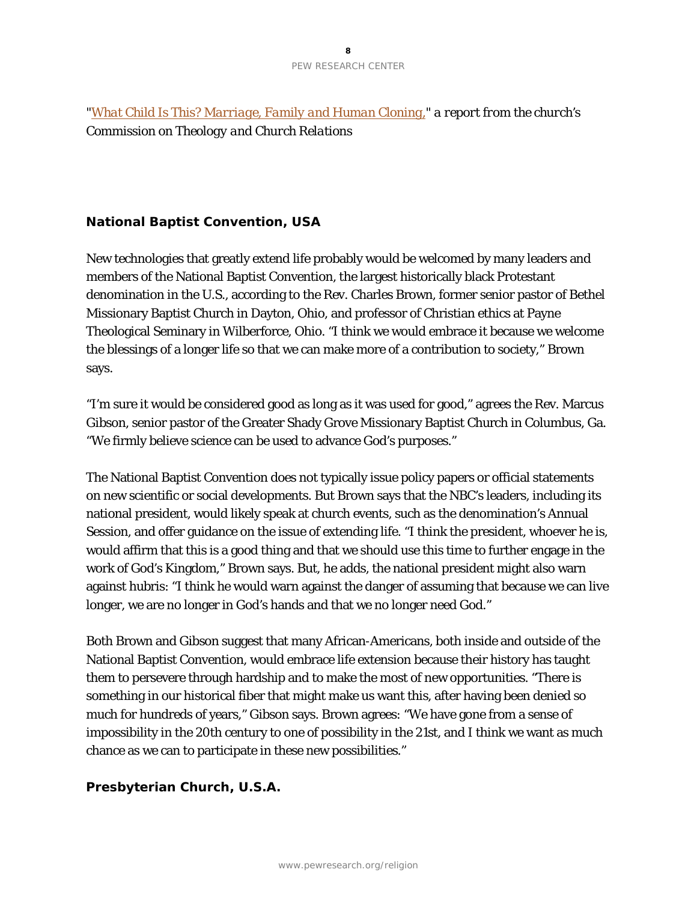"*What Child Is This? Marriage, Family and Human Cloning,*" *a report from the church's Commission on Theology and Church Relations*

## National Baptist Convention, USA

New technologies that greatly extend life probably would be welcomed by many leaders and members of the National Baptist Convention, the largest historically black Protestant denomination in the U.S., according to the Rev. Charles Brown, former senior pastor of Bethel Missionary Baptist Church in Dayton, Ohio, and professor of Christian ethics at Payne Theological Seminary in Wilberforce, Ohio. "I think we would embrace it because we welcome the blessings of a longer life so that we can make more of a contribution to society," Brown says.

"I'm sure it would be considered good as long as it was used for good," agrees the Rev. Marcus Gibson, senior pastor of the Greater Shady Grove Missionary Baptist Church in Columbus, Ga. "We firmly believe science can be used to advance God's purposes."

The National Baptist Convention does not typically issue policy papers or official statements on new scientific or social developments. But Brown says that the NBC's leaders, including its national president, would likely speak at church events, such as the denomination's Annual Session, and offer guidance on the issue of extending life. "I think the president, whoever he is, would affirm that this is a good thing and that we should use this time to further engage in the work of God's Kingdom," Brown says. But, he adds, the national president might also warn against hubris: "I think he would warn against the danger of assuming that because we can live longer, we are no longer in God's hands and that we no longer need God."

Both Brown and Gibson suggest that many African-Americans, both inside and outside of the National Baptist Convention, would embrace life extension because their history has taught them to persevere through hardship and to make the most of new opportunities. "There is something in our historical fiber that might make us want this, after having been denied so much for hundreds of years," Gibson says. Brown agrees: "We have gone from a sense of impossibility in the 20th century to one of possibility in the 21st, and I think we want as much chance as we can to participate in these new possibilities."

## Presbyterian Church, U.S.A.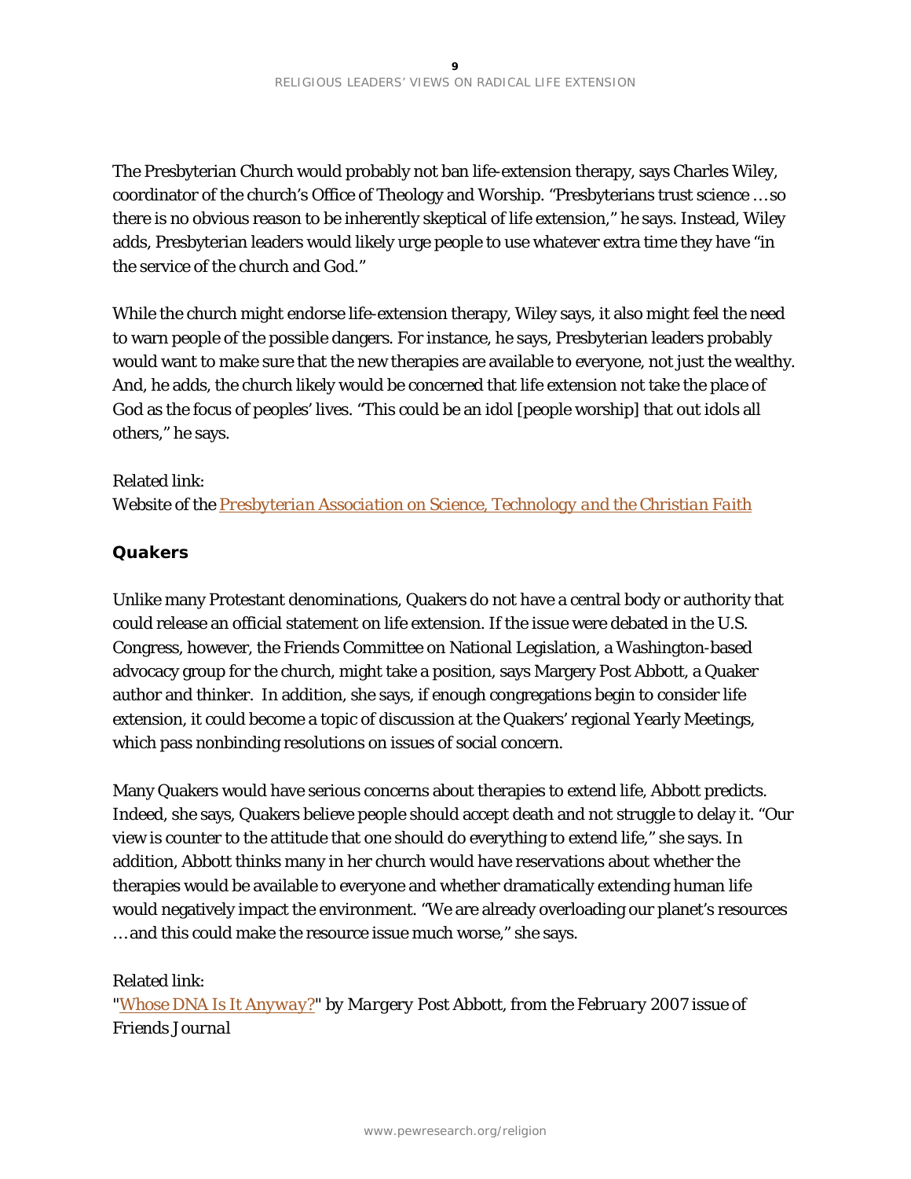The Presbyterian Church would probably not ban life-extension therapy, says Charles Wiley, coordinator of the church's Office of Theology and Worship. "Presbyterians trust science … so there is no obvious reason to be inherently skeptical of life extension," he says. Instead, Wiley adds, Presbyterian leaders would likely urge people to use whatever extra time they have "in the service of the church and God."

While the church might endorse life-extension therapy, Wiley says, it also might feel the need to warn people of the possible dangers. For instance, he says, Presbyterian leaders probably would want to make sure that the new therapies are available to everyone, not just the wealthy. And, he adds, the church likely would be concerned that life extension not take the place of God as the focus of peoples' lives. "This could be an idol [people worship] that out idols all others," he says.

Related link:
Website of the *Presbyterian Association on Science, Technology and the Christian Faith*

### Quakers

Unlike many Protestant denominations, Quakers do not have a central body or authority that could release an official statement on life extension. If the issue were debated in the U.S. Congress, however, the Friends Committee on National Legislation, a Washington-based advocacy group for the church, might take a position, says Margery Post Abbott, a Quaker author and thinker. In addition, she says, if enough congregations begin to consider life extension, it could become a topic of discussion at the Quakers' regional Yearly Meetings, which pass nonbinding resolutions on issues of social concern.

Many Quakers would have serious concerns about therapies to extend life, Abbott predicts. Indeed, she says, Quakers believe people should accept death and not struggle to delay it. "Our view is counter to the attitude that one should do everything to extend life," she says. In addition, Abbott thinks many in her church would have reservations about whether the therapies would be available to everyone and whether dramatically extending human life would negatively impact the environment. "We are already overloading our planet's resources … and this could make the resource issue much worse," she says.

Related link:
"Whose DNA Is It Anyway?" *by Margery Post Abbott, from the February 2007 issue of Friends Journal*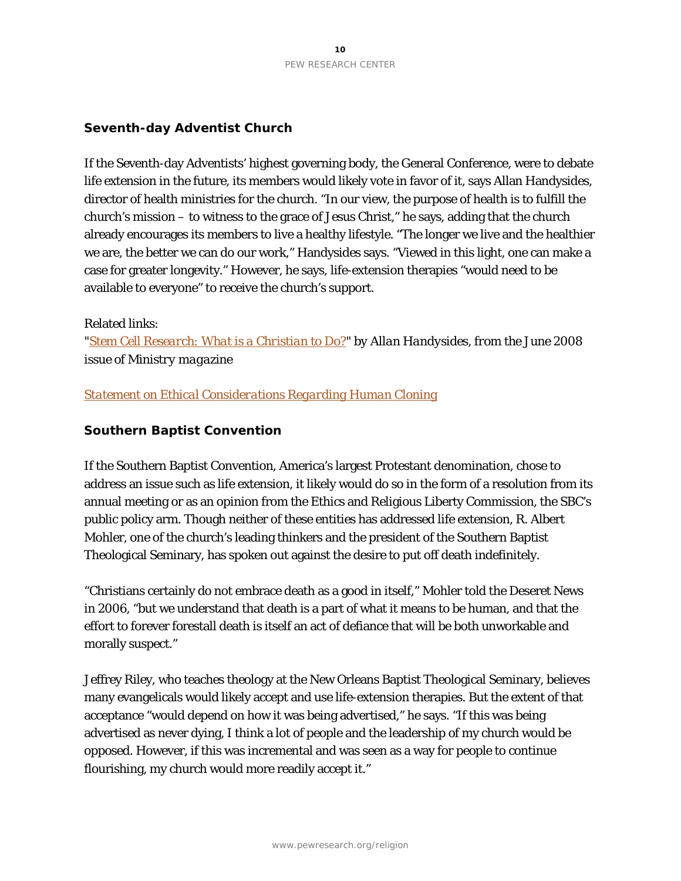## Seventh-day Adventist Church

If the Seventh-day Adventists' highest governing body, the General Conference, were to debate life extension in the future, its members would likely vote in favor of it, says Allan Handysides, director of health ministries for the church. "In our view, the purpose of health is to fulfill the church's mission – to witness to the grace of Jesus Christ," he says, adding that the church already encourages its members to live a healthy lifestyle. "The longer we live and the healthier we are, the better we can do our work," Handysides says. "Viewed in this light, one can make a case for greater longevity." However, he says, life-extension therapies "would need to be available to everyone" to receive the church's support.

Related links:
"*Stem Cell Research: What is a Christian to Do?*" *by Allan Handysides, from the June 2008 issue of Ministry magazine*

*Statement on Ethical Considerations Regarding Human Cloning*

## Southern Baptist Convention

If the Southern Baptist Convention, America's largest Protestant denomination, chose to address an issue such as life extension, it likely would do so in the form of a resolution from its annual meeting or as an opinion from the Ethics and Religious Liberty Commission, the SBC's public policy arm. Though neither of these entities has addressed life extension, R. Albert Mohler, one of the church's leading thinkers and the president of the Southern Baptist Theological Seminary, has spoken out against the desire to put off death indefinitely.

"Christians certainly do not embrace death as a good in itself," Mohler told the Deseret News in 2006, "but we understand that death is a part of what it means to be human, and that the effort to forever forestall death is itself an act of defiance that will be both unworkable and morally suspect."

Jeffrey Riley, who teaches theology at the New Orleans Baptist Theological Seminary, believes many evangelicals would likely accept and use life-extension therapies. But the extent of that acceptance "would depend on how it was being advertised," he says. "If this was being advertised as never dying, I think a lot of people and the leadership of my church would be opposed. However, if this was incremental and was seen as a way for people to continue flourishing, my church would more readily accept it."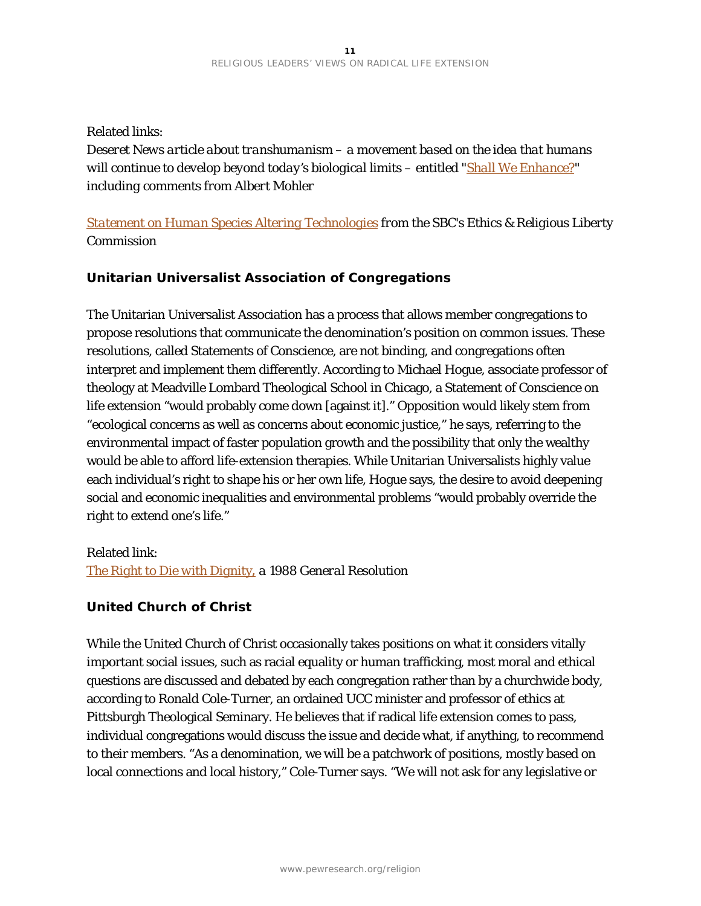Related links:

*Deseret News article about transhumanism – a movement based on the idea that humans will continue to develop beyond today's biological limits – entitled "Shall We Enhance?" including comments from Albert Mohler*

*Statement on Human Species Altering Technologies* from the SBC's Ethics & Religious Liberty Commission

### Unitarian Universalist Association of Congregations

The Unitarian Universalist Association has a process that allows member congregations to propose resolutions that communicate the denomination's position on common issues. These resolutions, called Statements of Conscience, are not binding, and congregations often interpret and implement them differently. According to Michael Hogue, associate professor of theology at Meadville Lombard Theological School in Chicago, a Statement of Conscience on life extension "would probably come down [against it]." Opposition would likely stem from "ecological concerns as well as concerns about economic justice," he says, referring to the environmental impact of faster population growth and the possibility that only the wealthy would be able to afford life-extension therapies. While Unitarian Universalists highly value each individual's right to shape his or her own life, Hogue says, the desire to avoid deepening social and economic inequalities and environmental problems "would probably override the right to extend one's life."

Related link:

The Right to Die with Dignity, *a 1988 General Resolution*

### United Church of Christ

While the United Church of Christ occasionally takes positions on what it considers vitally important social issues, such as racial equality or human trafficking, most moral and ethical questions are discussed and debated by each congregation rather than by a churchwide body, according to Ronald Cole-Turner, an ordained UCC minister and professor of ethics at Pittsburgh Theological Seminary. He believes that if radical life extension comes to pass, individual congregations would discuss the issue and decide what, if anything, to recommend to their members. "As a denomination, we will be a patchwork of positions, mostly based on local connections and local history," Cole-Turner says. "We will not ask for any legislative or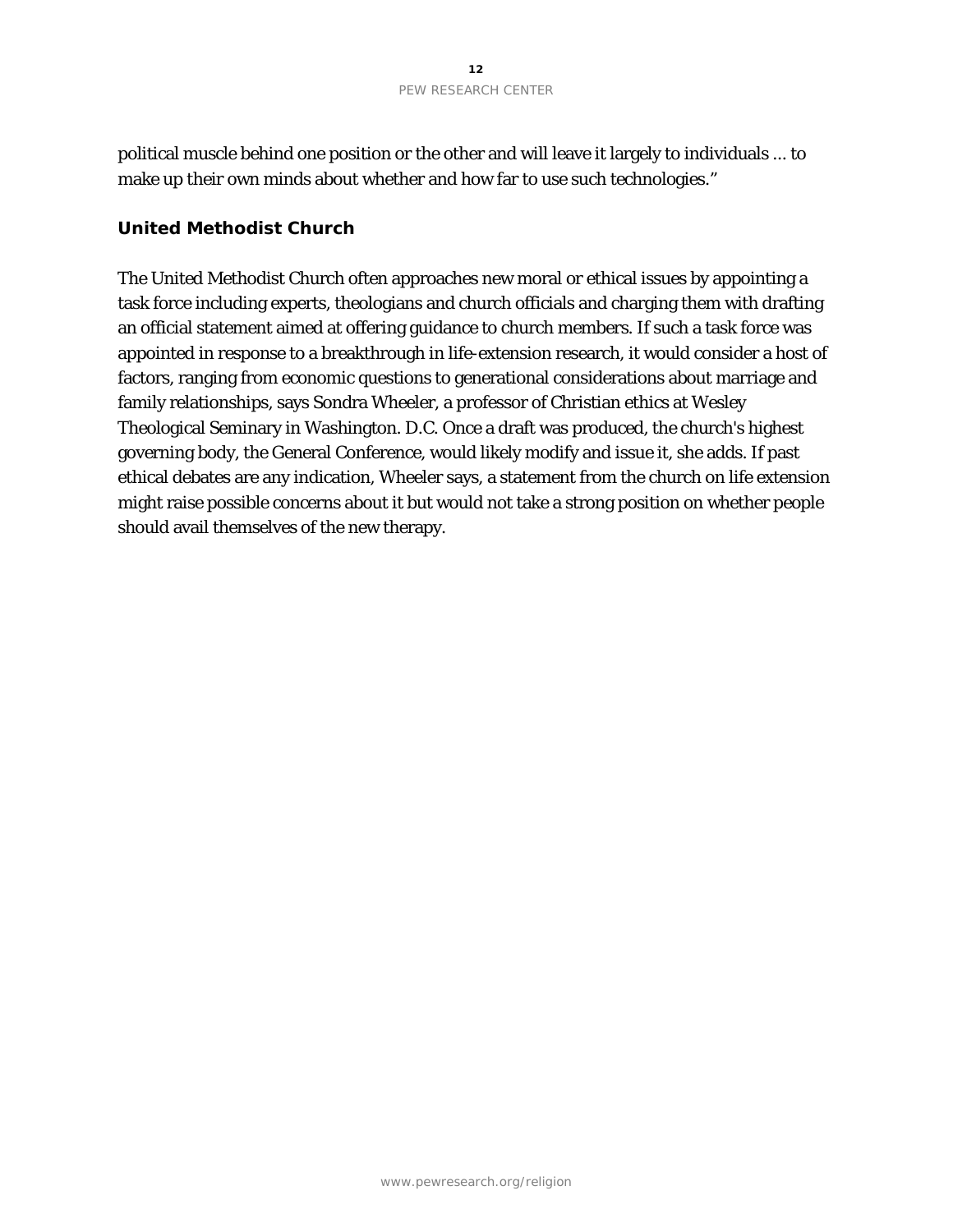political muscle behind one position or the other and will leave it largely to individuals ... to make up their own minds about whether and how far to use such technologies."

## United Methodist Church

The United Methodist Church often approaches new moral or ethical issues by appointing a task force including experts, theologians and church officials and charging them with drafting an official statement aimed at offering guidance to church members. If such a task force was appointed in response to a breakthrough in life-extension research, it would consider a host of factors, ranging from economic questions to generational considerations about marriage and family relationships, says Sondra Wheeler, a professor of Christian ethics at Wesley Theological Seminary in Washington. D.C. Once a draft was produced, the church's highest governing body, the General Conference, would likely modify and issue it, she adds. If past ethical debates are any indication, Wheeler says, a statement from the church on life extension might raise possible concerns about it but would not take a strong position on whether people should avail themselves of the new therapy.